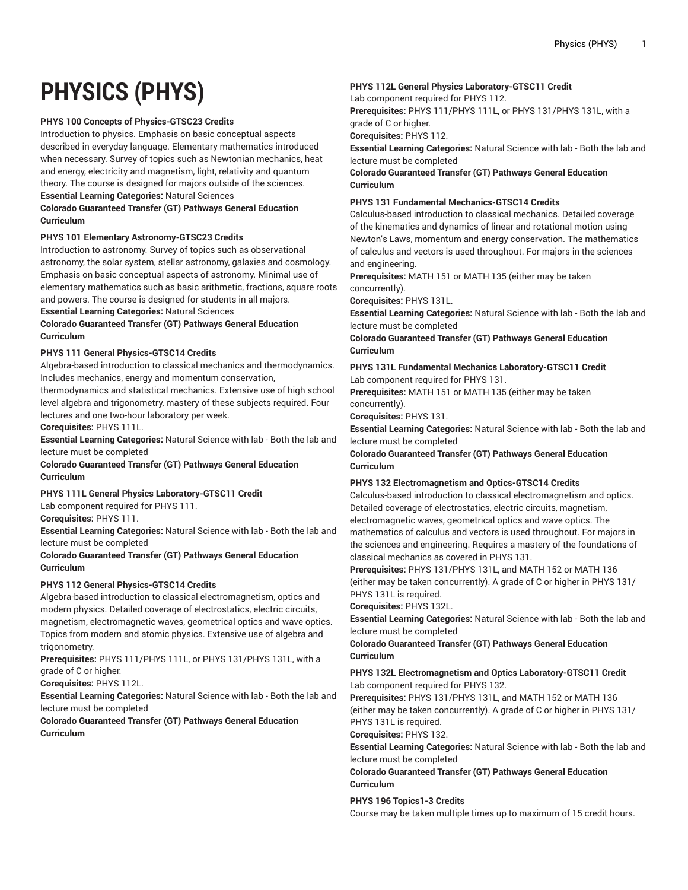# PHYSICS (PHYS)

**PHYS 100 Concepts of Physics-GTSC2 3 Credits**

Introduction to physics. Emphasis on basic conceptual aspects described in everyday language. Elementary mathematics introduced when necessary. Survey of topics such as Newtonian mechanics, heat and energy, electricity and magnetism, light, relativity and quantum theory. The course is designed for majors outside of the sciences.

**Essential Learning Categories:** Natural Sciences

**Colorado Guaranteed Transfer (GT) Pathways General Education Curriculum**

**PHYS 101 Elementary Astronomy-GTSC2 3 Credits**

Introduction to astronomy. Survey of topics such as observational astronomy, the solar system, stellar astronomy, galaxies and cosmology. Emphasis on basic conceptual aspects of astronomy. Minimal use of elementary mathematics such as basic arithmetic, fractions, square roots and powers. The course is designed for students in all majors.

**Essential Learning Categories:** Natural Sciences

**Colorado Guaranteed Transfer (GT) Pathways General Education Curriculum**

**PHYS 111 General Physics-GTSC1 4 Credits**

Algebra-based introduction to classical mechanics and thermodynamics. Includes mechanics, energy and momentum conservation, thermodynamics and statistical mechanics. Extensive use of high school level algebra and trigonometry, mastery of these subjects required. Four lectures and one two-hour laboratory per week.

**Corequisites:** PHYS 111L.

**Essential Learning Categories:** Natural Science with lab - Both the lab and lecture must be completed

**Colorado Guaranteed Transfer (GT) Pathways General Education Curriculum**

**PHYS 111L General Physics Laboratory-GTSC1 1 Credit**

Lab component required for PHYS 111.

**Corequisites:** PHYS 111.

**Essential Learning Categories:** Natural Science with lab - Both the lab and lecture must be completed

**Colorado Guaranteed Transfer (GT) Pathways General Education Curriculum**

**PHYS 112 General Physics-GTSC1 4 Credits**

Algebra-based introduction to classical electromagnetism, optics and modern physics. Detailed coverage of electrostatics, electric circuits, magnetism, electromagnetic waves, geometrical optics and wave optics. Topics from modern and atomic physics. Extensive use of algebra and trigonometry.

**Prerequisites:** PHYS 111/PHYS 111L, or PHYS 131/PHYS 131L, with a grade of C or higher.

**Corequisites:** PHYS 112L.

**Essential Learning Categories:** Natural Science with lab - Both the lab and lecture must be completed

**Colorado Guaranteed Transfer (GT) Pathways General Education Curriculum**

**PHYS 112L General Physics Laboratory-GTSC1 1 Credit**

Lab component required for PHYS 112.

**Prerequisites:** PHYS 111/PHYS 111L, or PHYS 131/PHYS 131L, with a grade of C or higher.

**Corequisites:** PHYS 112.

**Essential Learning Categories:** Natural Science with lab - Both the lab and lecture must be completed

**Colorado Guaranteed Transfer (GT) Pathways General Education Curriculum**

**PHYS 131 Fundamental Mechanics-GTSC1 4 Credits**

Calculus-based introduction to classical mechanics. Detailed coverage of the kinematics and dynamics of linear and rotational motion using Newton's Laws, momentum and energy conservation. The mathematics of calculus and vectors is used throughout. For majors in the sciences and engineering.

**Prerequisites:** MATH 151 or MATH 135 (either may be taken concurrently).

**Corequisites:** PHYS 131L.

**Essential Learning Categories:** Natural Science with lab - Both the lab and lecture must be completed

**Colorado Guaranteed Transfer (GT) Pathways General Education Curriculum**

**PHYS 131L Fundamental Mechanics Laboratory-GTSC1 1 Credit**

Lab component required for PHYS 131.

**Prerequisites:** MATH 151 or MATH 135 (either may be taken concurrently).

**Corequisites:** PHYS 131.

**Essential Learning Categories:** Natural Science with lab - Both the lab and lecture must be completed

**Colorado Guaranteed Transfer (GT) Pathways General Education Curriculum**

**PHYS 132 Electromagnetism and Optics-GTSC1 4 Credits**

Calculus-based introduction to classical electromagnetism and optics. Detailed coverage of electrostatics, electric circuits, magnetism, electromagnetic waves, geometrical optics and wave optics. The mathematics of calculus and vectors is used throughout. For majors in the sciences and engineering. Requires a mastery of the foundations of classical mechanics as covered in PHYS 131.

**Prerequisites:** PHYS 131/PHYS 131L, and MATH 152 or MATH 136 (either may be taken concurrently). A grade of C or higher in PHYS 131/PHYS 131L is required.

**Corequisites:** PHYS 132L.

**Essential Learning Categories:** Natural Science with lab - Both the lab and lecture must be completed

**Colorado Guaranteed Transfer (GT) Pathways General Education Curriculum**

**PHYS 132L Electromagnetism and Optics Laboratory-GTSC1 1 Credit**

Lab component required for PHYS 132.

**Prerequisites:** PHYS 131/PHYS 131L, and MATH 152 or MATH 136 (either may be taken concurrently). A grade of C or higher in PHYS 131/PHYS 131L is required.

**Corequisites:** PHYS 132.

**Essential Learning Categories:** Natural Science with lab - Both the lab and lecture must be completed

**Colorado Guaranteed Transfer (GT) Pathways General Education Curriculum**

**PHYS 196 Topics 1-3 Credits**

Course may be taken multiple times up to maximum of 15 credit hours.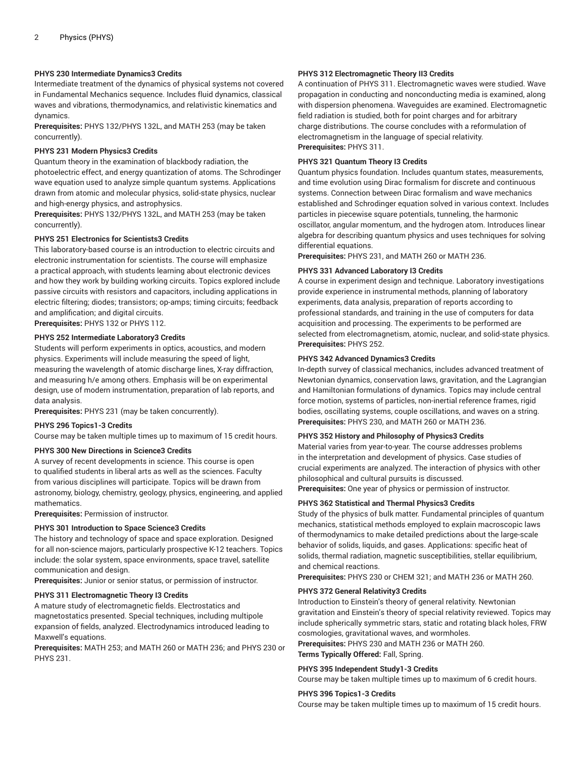**PHYS 230 Intermediate Dynamics3 Credits**

Intermediate treatment of the dynamics of physical systems not covered in Fundamental Mechanics sequence. Includes fluid dynamics, classical waves and vibrations, thermodynamics, and relativistic kinematics and dynamics.

**Prerequisites:** PHYS 132/PHYS 132L, and MATH 253 (may be taken concurrently).

**PHYS 231 Modern Physics3 Credits**

Quantum theory in the examination of blackbody radiation, the photoelectric effect, and energy quantization of atoms. The Schrodinger wave equation used to analyze simple quantum systems. Applications drawn from atomic and molecular physics, solid-state physics, nuclear and high-energy physics, and astrophysics.

**Prerequisites:** PHYS 132/PHYS 132L, and MATH 253 (may be taken concurrently).

**PHYS 251 Electronics for Scientists3 Credits**

This laboratory-based course is an introduction to electric circuits and electronic instrumentation for scientists. The course will emphasize a practical approach, with students learning about electronic devices and how they work by building working circuits. Topics explored include passive circuits with resistors and capacitors, including applications in electric filtering; diodes; transistors; op-amps; timing circuits; feedback and amplification; and digital circuits.

**Prerequisites:** PHYS 132 or PHYS 112.

**PHYS 252 Intermediate Laboratory3 Credits**

Students will perform experiments in optics, acoustics, and modern physics. Experiments will include measuring the speed of light, measuring the wavelength of atomic discharge lines, X-ray diffraction, and measuring h/e among others. Emphasis will be on experimental design, use of modern instrumentation, preparation of lab reports, and data analysis.

**Prerequisites:** PHYS 231 (may be taken concurrently).

**PHYS 296 Topics1-3 Credits**

Course may be taken multiple times up to maximum of 15 credit hours.

**PHYS 300 New Directions in Science3 Credits**

A survey of recent developments in science. This course is open to qualified students in liberal arts as well as the sciences. Faculty from various disciplines will participate. Topics will be drawn from astronomy, biology, chemistry, geology, physics, engineering, and applied mathematics.

**Prerequisites:** Permission of instructor.

**PHYS 301 Introduction to Space Science3 Credits**

The history and technology of space and space exploration. Designed for all non-science majors, particularly prospective K-12 teachers. Topics include: the solar system, space environments, space travel, satellite communication and design.

**Prerequisites:** Junior or senior status, or permission of instructor.

**PHYS 311 Electromagnetic Theory I3 Credits**

A mature study of electromagnetic fields. Electrostatics and magnetostatics presented. Special techniques, including multipole expansion of fields, analyzed. Electrodynamics introduced leading to Maxwell's equations.

**Prerequisites:** MATH 253; and MATH 260 or MATH 236; and PHYS 230 or PHYS 231.

**PHYS 312 Electromagnetic Theory II3 Credits**

A continuation of PHYS 311. Electromagnetic waves were studied. Wave propagation in conducting and nonconducting media is examined, along with dispersion phenomena. Waveguides are examined. Electromagnetic field radiation is studied, both for point charges and for arbitrary charge distributions. The course concludes with a reformulation of electromagnetism in the language of special relativity.

**Prerequisites:** PHYS 311.

**PHYS 321 Quantum Theory I3 Credits**

Quantum physics foundation. Includes quantum states, measurements, and time evolution using Dirac formalism for discrete and continuous systems. Connection between Dirac formalism and wave mechanics established and Schrodinger equation solved in various context. Includes particles in piecewise square potentials, tunneling, the harmonic oscillator, angular momentum, and the hydrogen atom. Introduces linear algebra for describing quantum physics and uses techniques for solving differential equations.

**Prerequisites:** PHYS 231, and MATH 260 or MATH 236.

**PHYS 331 Advanced Laboratory I3 Credits**

A course in experiment design and technique. Laboratory investigations provide experience in instrumental methods, planning of laboratory experiments, data analysis, preparation of reports according to professional standards, and training in the use of computers for data acquisition and processing. The experiments to be performed are selected from electromagnetism, atomic, nuclear, and solid-state physics.

**Prerequisites:** PHYS 252.

**PHYS 342 Advanced Dynamics3 Credits**

In-depth survey of classical mechanics, includes advanced treatment of Newtonian dynamics, conservation laws, gravitation, and the Lagrangian and Hamiltonian formulations of dynamics. Topics may include central force motion, systems of particles, non-inertial reference frames, rigid bodies, oscillating systems, couple oscillations, and waves on a string.

**Prerequisites:** PHYS 230, and MATH 260 or MATH 236.

**PHYS 352 History and Philosophy of Physics3 Credits**

Material varies from year-to-year. The course addresses problems in the interpretation and development of physics. Case studies of crucial experiments are analyzed. The interaction of physics with other philosophical and cultural pursuits is discussed.

**Prerequisites:** One year of physics or permission of instructor.

**PHYS 362 Statistical and Thermal Physics3 Credits**

Study of the physics of bulk matter. Fundamental principles of quantum mechanics, statistical methods employed to explain macroscopic laws of thermodynamics to make detailed predictions about the large-scale behavior of solids, liquids, and gases. Applications: specific heat of solids, thermal radiation, magnetic susceptibilities, stellar equilibrium, and chemical reactions.

**Prerequisites:** PHYS 230 or CHEM 321; and MATH 236 or MATH 260.

**PHYS 372 General Relativity3 Credits**

Introduction to Einstein's theory of general relativity. Newtonian gravitation and Einstein's theory of special relativity reviewed. Topics may include spherically symmetric stars, static and rotating black holes, FRW cosmologies, gravitational waves, and wormholes.

**Prerequisites:** PHYS 230 and MATH 236 or MATH 260.

**Terms Typically Offered:** Fall, Spring.

**PHYS 395 Independent Study1-3 Credits**

Course may be taken multiple times up to maximum of 6 credit hours.

**PHYS 396 Topics1-3 Credits**

Course may be taken multiple times up to maximum of 15 credit hours.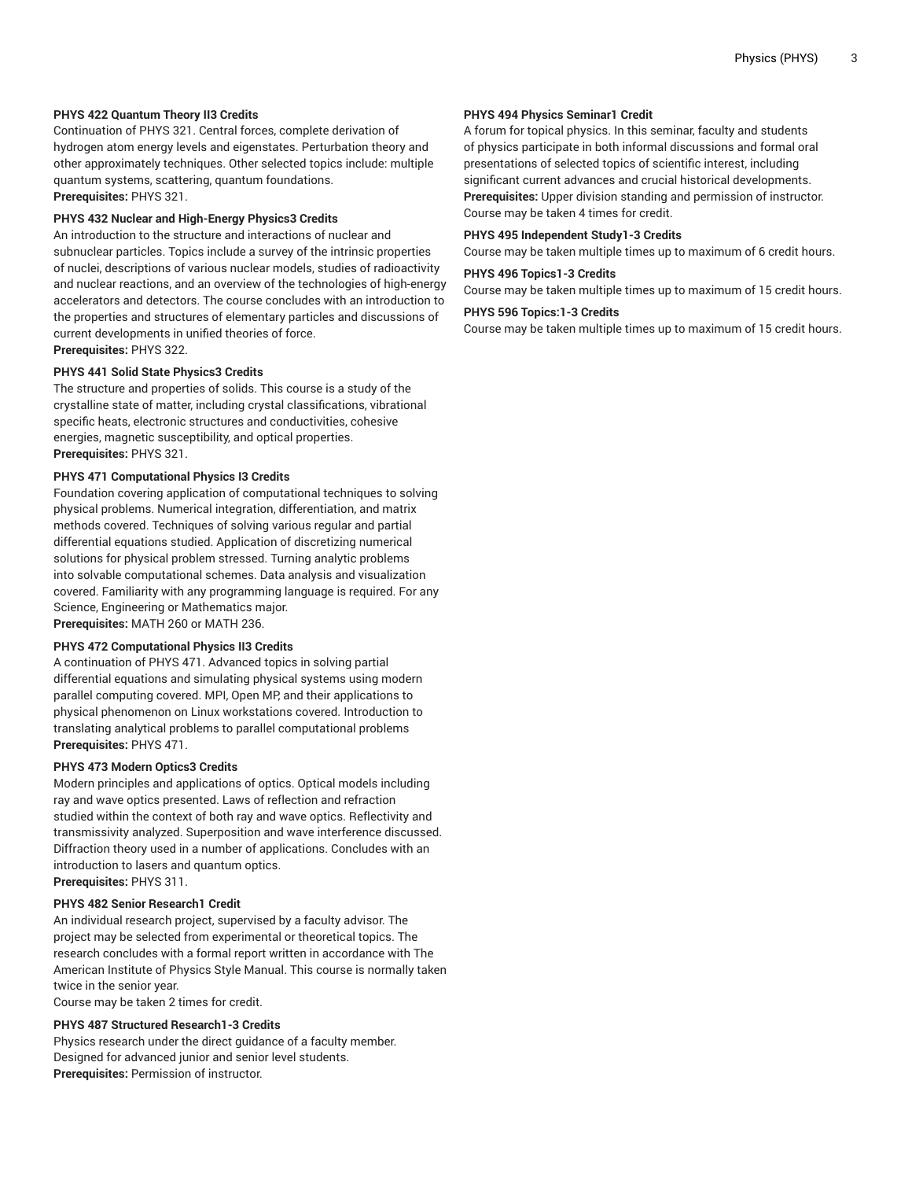**PHYS 422 Quantum Theory II3 Credits**
Continuation of PHYS 321. Central forces, complete derivation of hydrogen atom energy levels and eigenstates. Perturbation theory and other approximately techniques. Other selected topics include: multiple quantum systems, scattering, quantum foundations.
**Prerequisites:** PHYS 321.

**PHYS 432 Nuclear and High-Energy Physics3 Credits**
An introduction to the structure and interactions of nuclear and subnuclear particles. Topics include a survey of the intrinsic properties of nuclei, descriptions of various nuclear models, studies of radioactivity and nuclear reactions, and an overview of the technologies of high-energy accelerators and detectors. The course concludes with an introduction to the properties and structures of elementary particles and discussions of current developments in unified theories of force.
**Prerequisites:** PHYS 322.

**PHYS 441 Solid State Physics3 Credits**
The structure and properties of solids. This course is a study of the crystalline state of matter, including crystal classifications, vibrational specific heats, electronic structures and conductivities, cohesive energies, magnetic susceptibility, and optical properties.
**Prerequisites:** PHYS 321.

**PHYS 471 Computational Physics I3 Credits**
Foundation covering application of computational techniques to solving physical problems. Numerical integration, differentiation, and matrix methods covered. Techniques of solving various regular and partial differential equations studied. Application of discretizing numerical solutions for physical problem stressed. Turning analytic problems into solvable computational schemes. Data analysis and visualization covered. Familiarity with any programming language is required. For any Science, Engineering or Mathematics major.
**Prerequisites:** MATH 260 or MATH 236.

**PHYS 472 Computational Physics II3 Credits**
A continuation of PHYS 471. Advanced topics in solving partial differential equations and simulating physical systems using modern parallel computing covered. MPI, Open MP, and their applications to physical phenomenon on Linux workstations covered. Introduction to translating analytical problems to parallel computational problems
**Prerequisites:** PHYS 471.

**PHYS 473 Modern Optics3 Credits**
Modern principles and applications of optics. Optical models including ray and wave optics presented. Laws of reflection and refraction studied within the context of both ray and wave optics. Reflectivity and transmissivity analyzed. Superposition and wave interference discussed. Diffraction theory used in a number of applications. Concludes with an introduction to lasers and quantum optics.
**Prerequisites:** PHYS 311.

**PHYS 482 Senior Research1 Credit**
An individual research project, supervised by a faculty advisor. The project may be selected from experimental or theoretical topics. The research concludes with a formal report written in accordance with The American Institute of Physics Style Manual. This course is normally taken twice in the senior year.
Course may be taken 2 times for credit.

**PHYS 487 Structured Research1-3 Credits**
Physics research under the direct guidance of a faculty member. Designed for advanced junior and senior level students.
**Prerequisites:** Permission of instructor.

**PHYS 494 Physics Seminar1 Credit**
A forum for topical physics. In this seminar, faculty and students of physics participate in both informal discussions and formal oral presentations of selected topics of scientific interest, including significant current advances and crucial historical developments.
**Prerequisites:** Upper division standing and permission of instructor.
Course may be taken 4 times for credit.

**PHYS 495 Independent Study1-3 Credits**
Course may be taken multiple times up to maximum of 6 credit hours.

**PHYS 496 Topics1-3 Credits**
Course may be taken multiple times up to maximum of 15 credit hours.

**PHYS 596 Topics:1-3 Credits**
Course may be taken multiple times up to maximum of 15 credit hours.